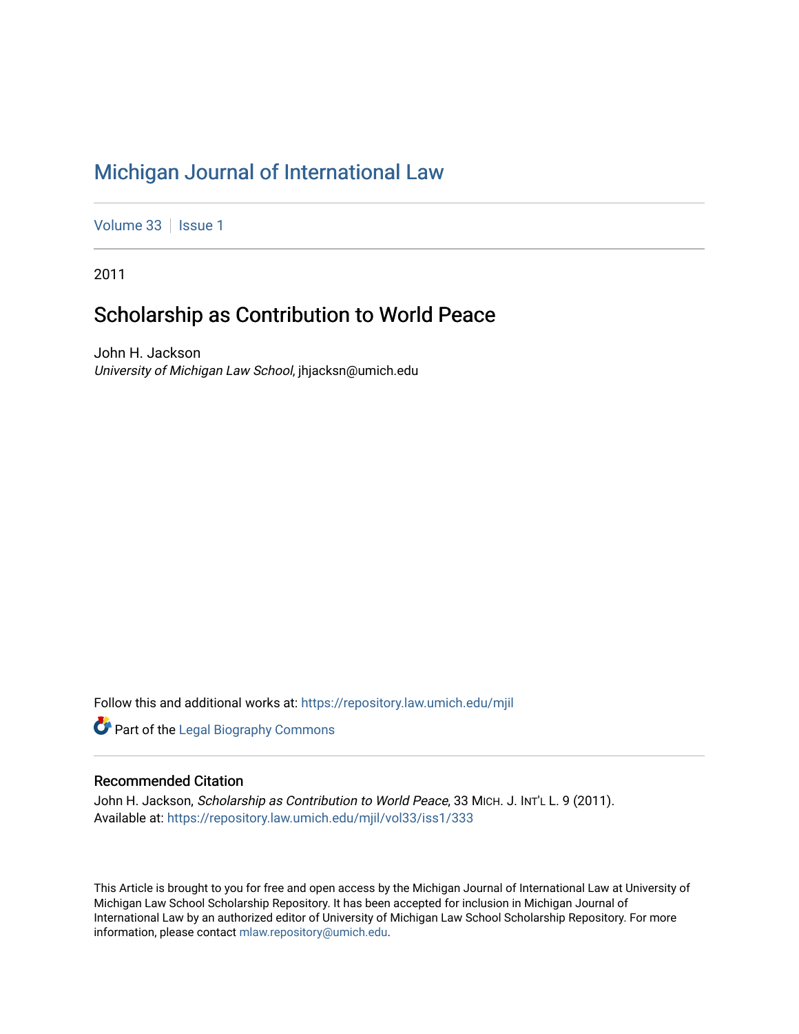# Michigan Journal of International Law

Volume 33 | Issue 1

2011

## Scholarship as Contribution to World Peace

John H. Jackson
*University of Michigan Law School*, jhjacksn@umich.edu

Follow this and additional works at: https://repository.law.umich.edu/mjil

Part of the Legal Biography Commons

### Recommended Citation

John H. Jackson, *Scholarship as Contribution to World Peace*, 33 MICH. J. INT'L L. 9 (2011).
Available at: https://repository.law.umich.edu/mjil/vol33/iss1/333

This Article is brought to you for free and open access by the Michigan Journal of International Law at University of Michigan Law School Scholarship Repository. It has been accepted for inclusion in Michigan Journal of International Law by an authorized editor of University of Michigan Law School Scholarship Repository. For more information, please contact mlaw.repository@umich.edu.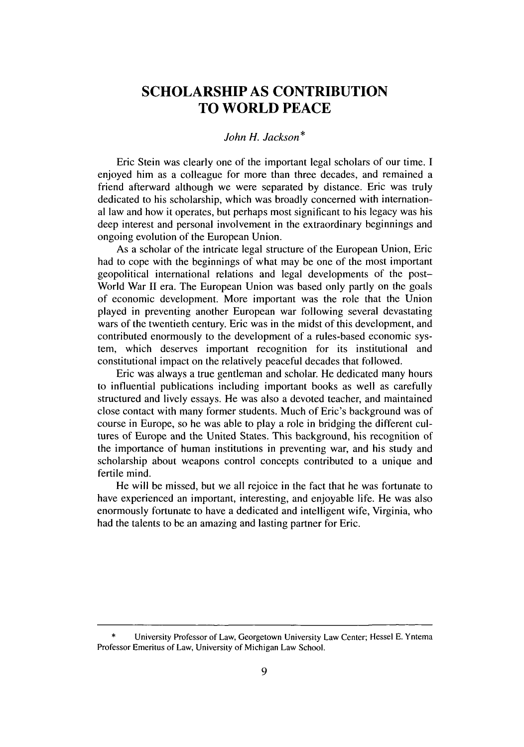# SCHOLARSHIP AS CONTRIBUTION TO WORLD PEACE

*John H. Jackson**

Eric Stein was clearly one of the important legal scholars of our time. I enjoyed him as a colleague for more than three decades, and remained a friend afterward although we were separated by distance. Eric was truly dedicated to his scholarship, which was broadly concerned with international law and how it operates, but perhaps most significant to his legacy was his deep interest and personal involvement in the extraordinary beginnings and ongoing evolution of the European Union.

As a scholar of the intricate legal structure of the European Union, Eric had to cope with the beginnings of what may be one of the most important geopolitical international relations and legal developments of the post–World War II era. The European Union was based only partly on the goals of economic development. More important was the role that the Union played in preventing another European war following several devastating wars of the twentieth century. Eric was in the midst of this development, and contributed enormously to the development of a rules-based economic system, which deserves important recognition for its institutional and constitutional impact on the relatively peaceful decades that followed.

Eric was always a true gentleman and scholar. He dedicated many hours to influential publications including important books as well as carefully structured and lively essays. He was also a devoted teacher, and maintained close contact with many former students. Much of Eric's background was of course in Europe, so he was able to play a role in bridging the different cultures of Europe and the United States. This background, his recognition of the importance of human institutions in preventing war, and his study and scholarship about weapons control concepts contributed to a unique and fertile mind.

He will be missed, but we all rejoice in the fact that he was fortunate to have experienced an important, interesting, and enjoyable life. He was also enormously fortunate to have a dedicated and intelligent wife, Virginia, who had the talents to be an amazing and lasting partner for Eric.

---

\* University Professor of Law, Georgetown University Law Center; Hessel E. Yntema Professor Emeritus of Law, University of Michigan Law School.